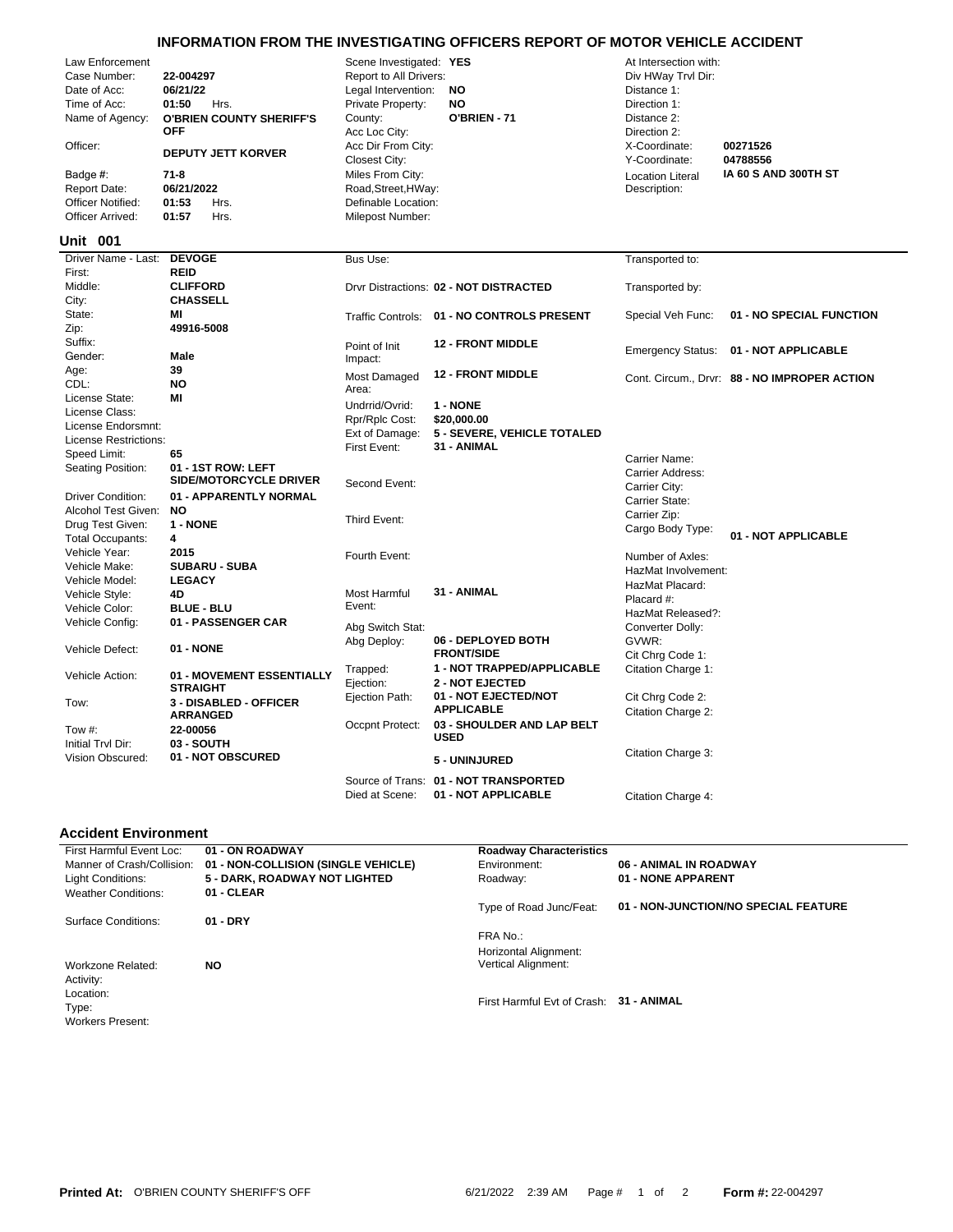# INFORMATION FROM THE INVESTIGATING OFFICERS REPORT OF MOTOR VEHICLE ACCIDENT

| | | | | | |
|---|---|---|---|---|---|
| Law Enforcement Case Number: | 22-004297 | Scene Investigated: | YES | At Intersection with: | |
| Date of Acc: | 06/21/22 | Report to All Drivers: | | Div HWay Trvl Dir: | |
| Time of Acc: | 01:50 Hrs. | Legal Intervention: | NO | Distance 1: | |
| Name of Agency: | O'BRIEN COUNTY SHERIFF'S OFF | Private Property: | NO | Direction 1: | |
| Officer: | DEPUTY JETT KORVER | County: | O'BRIEN - 71 | Distance 2: | |
| Badge #: | 71-8 | Acc Loc City: | | Direction 2: | |
| Report Date: | 06/21/2022 | Acc Dir From City: | | X-Coordinate: | 00271526 |
| Officer Notified: | 01:53 Hrs. | Closest City: | | Y-Coordinate: | 04788556 |
| Officer Arrived: | 01:57 Hrs. | Miles From City: | | Location Literal Description: | IA 60 S AND 300TH ST |
| | | Road,Street,HWay: | | | |
| | | Definable Location: | | | |
| | | Milepost Number: | | | |

## Unit 001

| | | | | | |
|---|---|---|---|---|---|
| Driver Name - Last: | DEVOGE | Bus Use: | | Transported to: | |
| First: | REID | Drvr Distractions: | 02 - NOT DISTRACTED | Transported by: | |
| Middle: | CLIFFORD | Traffic Controls: | 01 - NO CONTROLS PRESENT | Special Veh Func: | 01 - NO SPECIAL FUNCTION |
| City: | CHASSELL | Point of Init Impact: | 12 - FRONT MIDDLE | Emergency Status: | 01 - NOT APPLICABLE |
| State: | MI | Most Damaged Area: | 12 - FRONT MIDDLE | Cont. Circum., Drvr: | 88 - NO IMPROPER ACTION |
| Zip: | 49916-5008 | Undrrid/Ovrid: | 1 - NONE | | |
| Suffix: | | Rpr/Rplc Cost: | $20,000.00 | | |
| Gender: | Male | Ext of Damage: | 5 - SEVERE, VEHICLE TOTALED | | |
| Age: | 39 | First Event: | 31 - ANIMAL | | |
| CDL: | NO | Second Event: | | Carrier Name: | |
| License State: | MI | Third Event: | | Carrier Address: | |
| License Class: | | Fourth Event: | | Carrier City: | |
| License Endorsmnt: | | Most Harmful Event: | 31 - ANIMAL | Carrier State: | |
| License Restrictions: | | Abg Switch Stat: | | Carrier Zip: | |
| Speed Limit: | 65 | Abg Deploy: | 06 - DEPLOYED BOTH FRONT/SIDE | Cargo Body Type: | 01 - NOT APPLICABLE |
| Seating Position: | 01 - 1ST ROW: LEFT SIDE/MOTORCYCLE DRIVER | Trapped: | 1 - NOT TRAPPED/APPLICABLE | Number of Axles: | |
| Driver Condition: | 01 - APPARENTLY NORMAL | Ejection: | 2 - NOT EJECTED | HazMat Involvement: | |
| Alcohol Test Given: | NO | Ejection Path: | 01 - NOT EJECTED/NOT APPLICABLE | HazMat Placard: | |
| Drug Test Given: | 1 - NONE | Occpnt Protect: | 03 - SHOULDER AND LAP BELT USED | Placard #: | |
| Total Occupants: | 4 | | 5 - UNINJURED | HazMat Released?: | |
| Vehicle Year: | 2015 | Source of Trans: | 01 - NOT TRANSPORTED | Converter Dolly: | |
| Vehicle Make: | SUBARU - SUBA | Died at Scene: | 01 - NOT APPLICABLE | GVWR: | |
| Vehicle Model: | LEGACY | | | Cit Chrg Code 1: | |
| Vehicle Style: | 4D | | | Citation Charge 1: | |
| Vehicle Color: | BLUE - BLU | | | Cit Chrg Code 2: | |
| Vehicle Config: | 01 - PASSENGER CAR | | | Citation Charge 2: | |
| Vehicle Defect: | 01 - NONE | | | Citation Charge 3: | |
| Vehicle Action: | 01 - MOVEMENT ESSENTIALLY STRAIGHT | | | Citation Charge 4: | |
| Tow: | 3 - DISABLED - OFFICER ARRANGED | | | | |
| Tow #: | 22-00056 | | | | |
| Initial Trvl Dir: | 03 - SOUTH | | | | |
| Vision Obscured: | 01 - NOT OBSCURED | | | | |

## Accident Environment

| | | | |
|---|---|---|---|
| First Harmful Event Loc: | 01 - ON ROADWAY | **Roadway Characteristics** | |
| Manner of Crash/Collision: | 01 - NON-COLLISION (SINGLE VEHICLE) | Environment: | 06 - ANIMAL IN ROADWAY |
| Light Conditions: | 5 - DARK, ROADWAY NOT LIGHTED | Roadway: | 01 - NONE APPARENT |
| Weather Conditions: | 01 - CLEAR | Type of Road Junc/Feat: | 01 - NON-JUNCTION/NO SPECIAL FEATURE |
| Surface Conditions: | 01 - DRY | FRA No.: | |
| Workzone Related: | NO | Horizontal Alignment: | |
| Activity: | | Vertical Alignment: | |
| Location: | | First Harmful Evt of Crash: | 31 - ANIMAL |
| Type: | | | |
| Workers Present: | | | |

Printed At: O'BRIEN COUNTY SHERIFF'S OFF 6/21/2022 2:39 AM Form #: 22-004297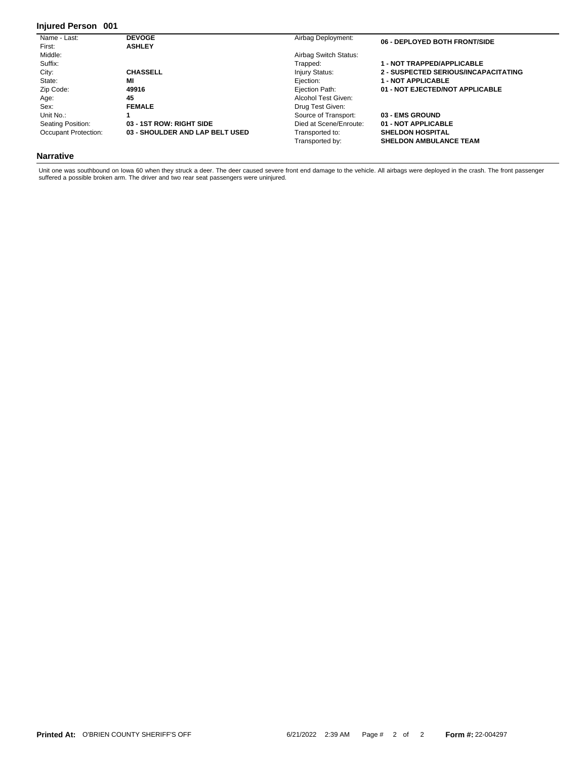## Injured Person 001

| | | | |
|---|---|---|---|
| Name - Last: | **DEVOGE** | Airbag Deployment: | **06 - DEPLOYED BOTH FRONT/SIDE** |
| First: | **ASHLEY** | | |
| Middle: | | Airbag Switch Status: | |
| Suffix: | | Trapped: | **1 - NOT TRAPPED/APPLICABLE** |
| City: | **CHASSELL** | Injury Status: | **2 - SUSPECTED SERIOUS/INCAPACITATING** |
| State: | **MI** | Ejection: | **1 - NOT APPLICABLE** |
| Zip Code: | **49916** | Ejection Path: | **01 - NOT EJECTED/NOT APPLICABLE** |
| Age: | **45** | Alcohol Test Given: | |
| Sex: | **FEMALE** | Drug Test Given: | |
| Unit No.: | **1** | Source of Transport: | **03 - EMS GROUND** |
| Seating Position: | **03 - 1ST ROW: RIGHT SIDE** | Died at Scene/Enroute: | **01 - NOT APPLICABLE** |
| Occupant Protection: | **03 - SHOULDER AND LAP BELT USED** | Transported to: | **SHELDON HOSPITAL** |
| | | Transported by: | **SHELDON AMBULANCE TEAM** |

## Narrative

Unit one was southbound on Iowa 60 when they struck a deer. The deer caused severe front end damage to the vehicle. All airbags were deployed in the crash. The front passenger suffered a possible broken arm. The driver and two rear seat passengers were uninjured.

**Printed At:** O'BRIEN COUNTY SHERIFF'S OFF 6/21/2022 2:39 AM **Form #:** 22-004297